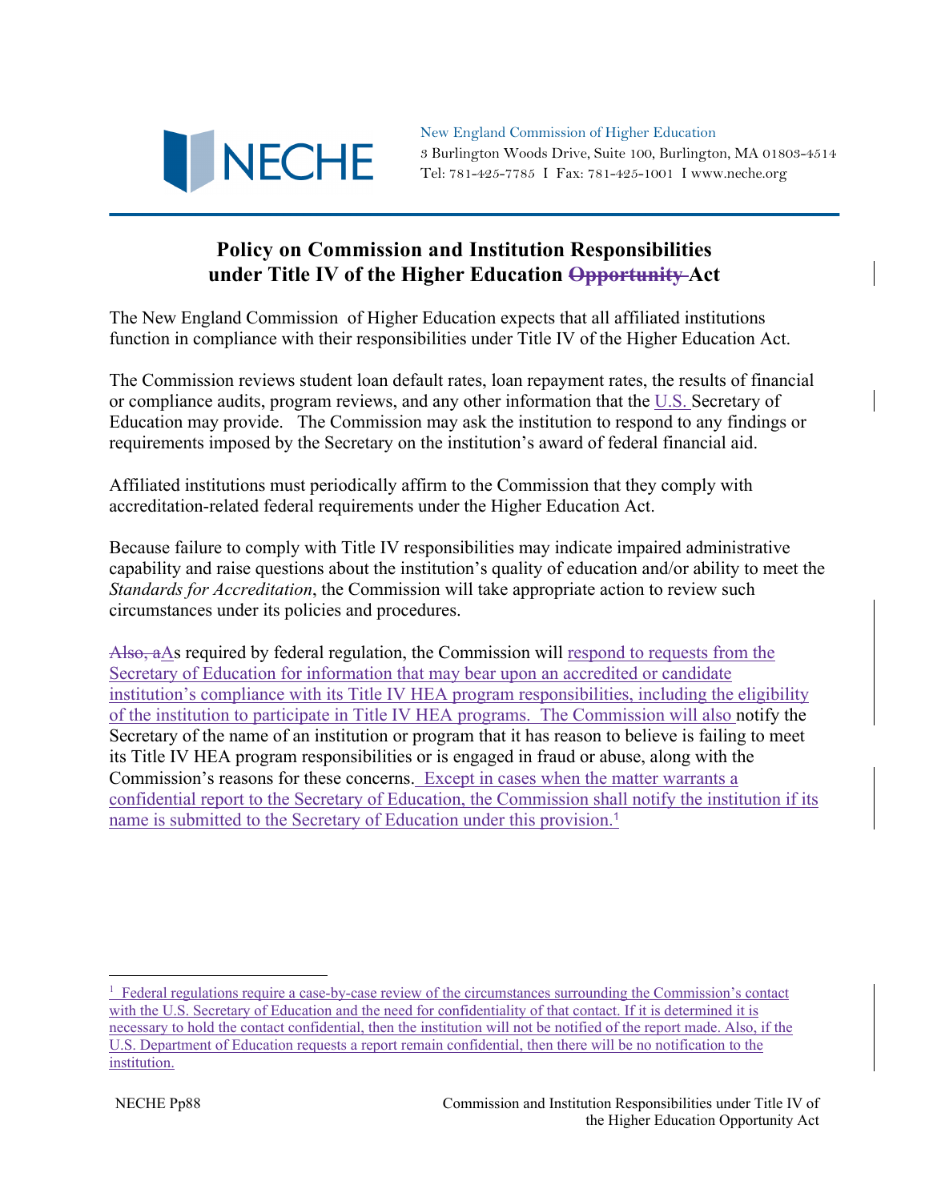New England Commission of Higher Education
3 Burlington Woods Drive, Suite 100, Burlington, MA 01803-4514
Tel: 781-425-7785 I Fax: 781-425-1001 I www.neche.org

# Policy on Commission and Institution Responsibilities under Title IV of the Higher Education ~~Opportunity~~ Act

The New England Commission of Higher Education expects that all affiliated institutions function in compliance with their responsibilities under Title IV of the Higher Education Act.

The Commission reviews student loan default rates, loan repayment rates, the results of financial or compliance audits, program reviews, and any other information that the U.S. Secretary of Education may provide. The Commission may ask the institution to respond to any findings or requirements imposed by the Secretary on the institution's award of federal financial aid.

Affiliated institutions must periodically affirm to the Commission that they comply with accreditation-related federal requirements under the Higher Education Act.

Because failure to comply with Title IV responsibilities may indicate impaired administrative capability and raise questions about the institution's quality of education and/or ability to meet the *Standards for Accreditation*, the Commission will take appropriate action to review such circumstances under its policies and procedures.

~~Also, a~~As required by federal regulation, the Commission will respond to requests from the Secretary of Education for information that may bear upon an accredited or candidate institution's compliance with its Title IV HEA program responsibilities, including the eligibility of the institution to participate in Title IV HEA programs. The Commission will also notify the Secretary of the name of an institution or program that it has reason to believe is failing to meet its Title IV HEA program responsibilities or is engaged in fraud or abuse, along with the Commission's reasons for these concerns. Except in cases when the matter warrants a confidential report to the Secretary of Education, the Commission shall notify the institution if its name is submitted to the Secretary of Education under this provision.[1]

---

[1] Federal regulations require a case-by-case review of the circumstances surrounding the Commission's contact with the U.S. Secretary of Education and the need for confidentiality of that contact. If it is determined it is necessary to hold the contact confidential, then the institution will not be notified of the report made. Also, if the U.S. Department of Education requests a report remain confidential, then there will be no notification to the institution.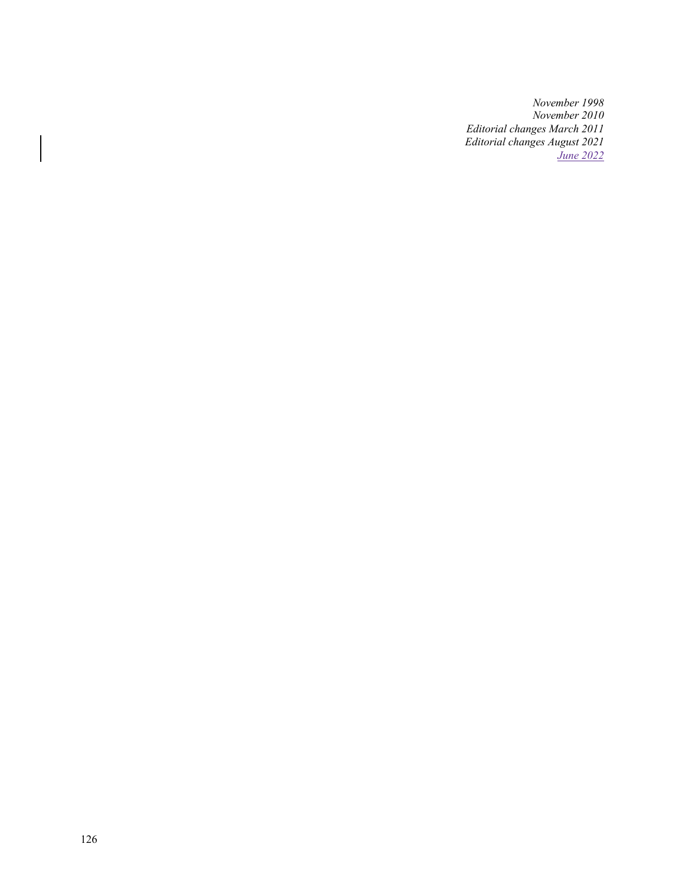*November 1998*
*November 2010*
*Editorial changes March 2011*
*Editorial changes August 2021*
*June 2022*